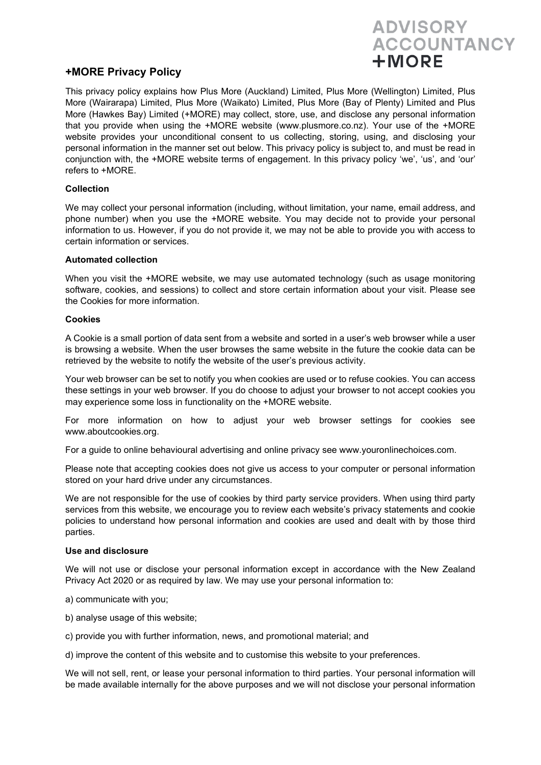ADVISORY
ACCOUNTANCY
+MORE

## +MORE Privacy Policy

This privacy policy explains how Plus More (Auckland) Limited, Plus More (Wellington) Limited, Plus More (Wairarapa) Limited, Plus More (Waikato) Limited, Plus More (Bay of Plenty) Limited and Plus More (Hawkes Bay) Limited (+MORE) may collect, store, use, and disclose any personal information that you provide when using the +MORE website (www.plusmore.co.nz). Your use of the +MORE website provides your unconditional consent to us collecting, storing, using, and disclosing your personal information in the manner set out below. This privacy policy is subject to, and must be read in conjunction with, the +MORE website terms of engagement. In this privacy policy 'we', 'us', and 'our' refers to +MORE.

**Collection**

We may collect your personal information (including, without limitation, your name, email address, and phone number) when you use the +MORE website. You may decide not to provide your personal information to us. However, if you do not provide it, we may not be able to provide you with access to certain information or services.

**Automated collection**

When you visit the +MORE website, we may use automated technology (such as usage monitoring software, cookies, and sessions) to collect and store certain information about your visit. Please see the Cookies for more information.

**Cookies**

A Cookie is a small portion of data sent from a website and sorted in a user's web browser while a user is browsing a website. When the user browses the same website in the future the cookie data can be retrieved by the website to notify the website of the user's previous activity.

Your web browser can be set to notify you when cookies are used or to refuse cookies. You can access these settings in your web browser. If you do choose to adjust your browser to not accept cookies you may experience some loss in functionality on the +MORE website.

For more information on how to adjust your web browser settings for cookies see www.aboutcookies.org.

For a guide to online behavioural advertising and online privacy see www.youronlinechoices.com.

Please note that accepting cookies does not give us access to your computer or personal information stored on your hard drive under any circumstances.

We are not responsible for the use of cookies by third party service providers. When using third party services from this website, we encourage you to review each website's privacy statements and cookie policies to understand how personal information and cookies are used and dealt with by those third parties.

**Use and disclosure**

We will not use or disclose your personal information except in accordance with the New Zealand Privacy Act 2020 or as required by law. We may use your personal information to:

a) communicate with you;

b) analyse usage of this website;

c) provide you with further information, news, and promotional material; and

d) improve the content of this website and to customise this website to your preferences.

We will not sell, rent, or lease your personal information to third parties. Your personal information will be made available internally for the above purposes and we will not disclose your personal information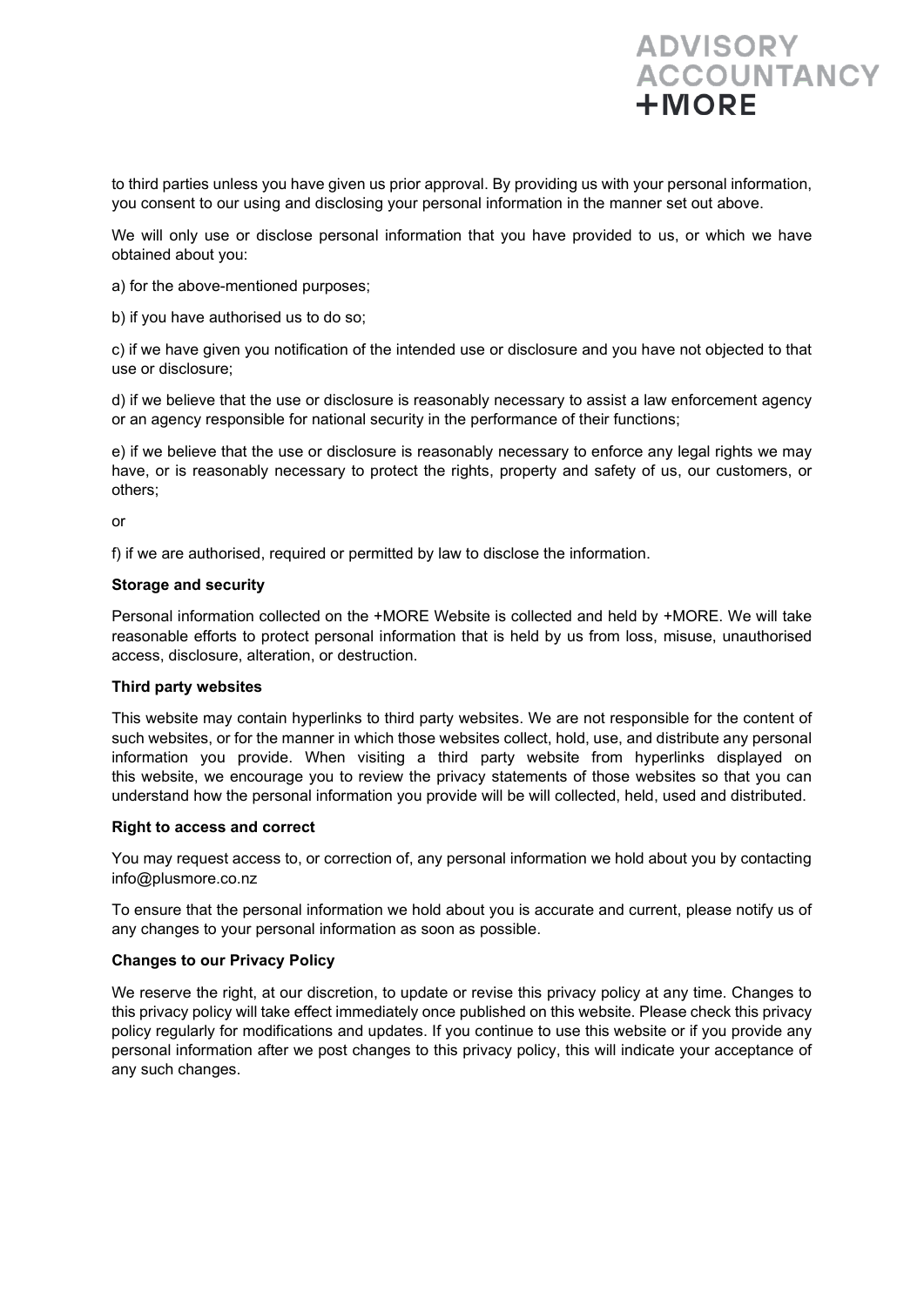to third parties unless you have given us prior approval. By providing us with your personal information, you consent to our using and disclosing your personal information in the manner set out above.

We will only use or disclose personal information that you have provided to us, or which we have obtained about you:

a) for the above-mentioned purposes;

b) if you have authorised us to do so;

c) if we have given you notification of the intended use or disclosure and you have not objected to that use or disclosure;

d) if we believe that the use or disclosure is reasonably necessary to assist a law enforcement agency or an agency responsible for national security in the performance of their functions;

e) if we believe that the use or disclosure is reasonably necessary to enforce any legal rights we may have, or is reasonably necessary to protect the rights, property and safety of us, our customers, or others;

or

f) if we are authorised, required or permitted by law to disclose the information.

**Storage and security**

Personal information collected on the +MORE Website is collected and held by +MORE. We will take reasonable efforts to protect personal information that is held by us from loss, misuse, unauthorised access, disclosure, alteration, or destruction.

**Third party websites**

This website may contain hyperlinks to third party websites. We are not responsible for the content of such websites, or for the manner in which those websites collect, hold, use, and distribute any personal information you provide. When visiting a third party website from hyperlinks displayed on this website, we encourage you to review the privacy statements of those websites so that you can understand how the personal information you provide will be will collected, held, used and distributed.

**Right to access and correct**

You may request access to, or correction of, any personal information we hold about you by contacting info@plusmore.co.nz

To ensure that the personal information we hold about you is accurate and current, please notify us of any changes to your personal information as soon as possible.

**Changes to our Privacy Policy**

We reserve the right, at our discretion, to update or revise this privacy policy at any time. Changes to this privacy policy will take effect immediately once published on this website. Please check this privacy policy regularly for modifications and updates. If you continue to use this website or if you provide any personal information after we post changes to this privacy policy, this will indicate your acceptance of any such changes.